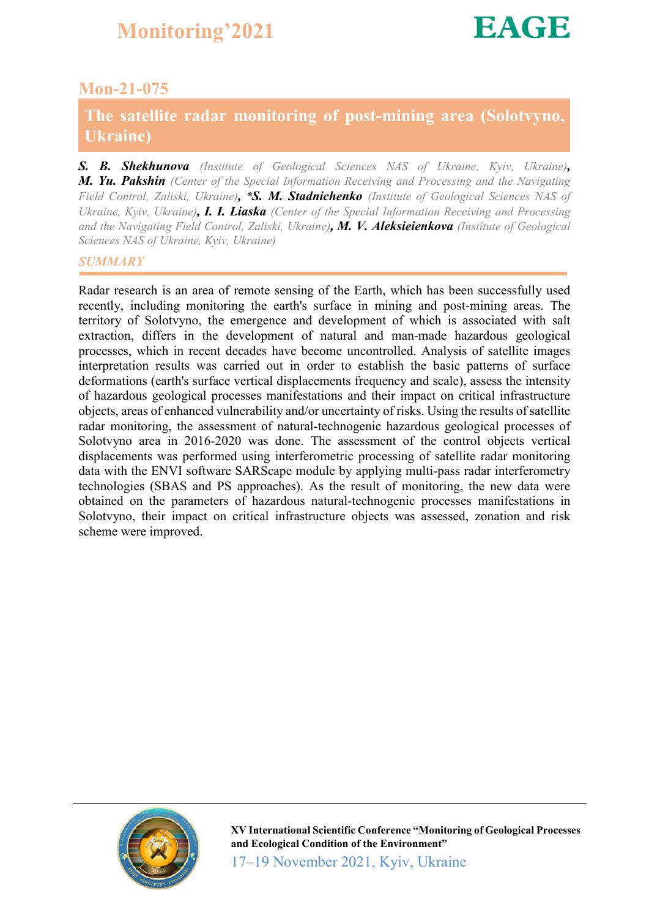## Mon-21-075

# The satellite radar monitoring of post-mining area (Solotvyno, Ukraine)

***S. B. Shekhunova*** *(Institute of Geological Sciences NAS of Ukraine, Kyiv, Ukraine)*, ***M. Yu. Pakshin*** *(Center of the Special Information Receiving and Processing and the Navigating Field Control, Zaliski, Ukraine)*, ***\*S. M. Stadnichenko*** *(Institute of Geological Sciences NAS of Ukraine, Kyiv, Ukraine)*, ***I. I. Liaska*** *(Center of the Special Information Receiving and Processing and the Navigating Field Control, Zaliski, Ukraine)*, ***M. V. Aleksieienkova*** *(Institute of Geological Sciences NAS of Ukraine, Kyiv, Ukraine)*

### *SUMMARY*

Radar research is an area of remote sensing of the Earth, which has been successfully used recently, including monitoring the earth's surface in mining and post-mining areas. The territory of Solotvyno, the emergence and development of which is associated with salt extraction, differs in the development of natural and man-made hazardous geological processes, which in recent decades have become uncontrolled. Analysis of satellite images interpretation results was carried out in order to establish the basic patterns of surface deformations (earth's surface vertical displacements frequency and scale), assess the intensity of hazardous geological processes manifestations and their impact on critical infrastructure objects, areas of enhanced vulnerability and/or uncertainty of risks. Using the results of satellite radar monitoring, the assessment of natural-technogenic hazardous geological processes of Solotvyno area in 2016-2020 was done. The assessment of the control objects vertical displacements was performed using interferometric processing of satellite radar monitoring data with the ENVI software SARScape module by applying multi-pass radar interferometry technologies (SBAS and PS approaches). As the result of monitoring, the new data were obtained on the parameters of hazardous natural-technogenic processes manifestations in Solotvyno, their impact on critical infrastructure objects was assessed, zonation and risk scheme were improved.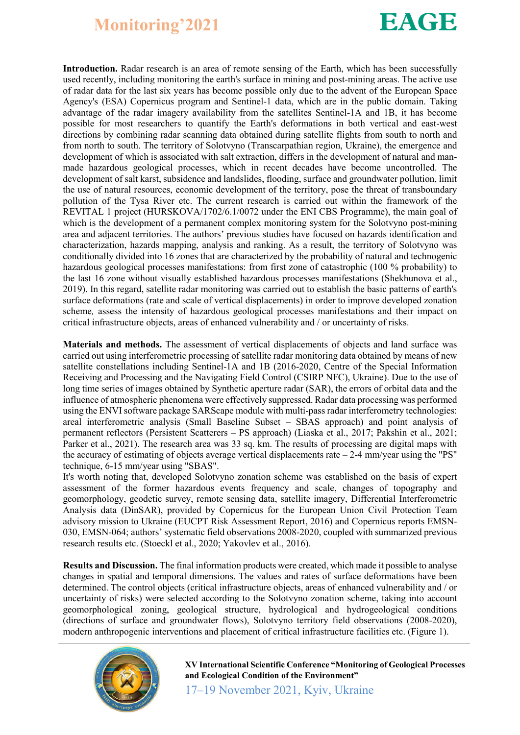**Introduction.** Radar research is an area of remote sensing of the Earth, which has been successfully used recently, including monitoring the earth's surface in mining and post-mining areas. The active use of radar data for the last six years has become possible only due to the advent of the European Space Agency's (ESA) Copernicus program and Sentinel-1 data, which are in the public domain. Taking advantage of the radar imagery availability from the satellites Sentinel-1A and 1B, it has become possible for most researchers to quantify the Earth's deformations in both vertical and east-west directions by combining radar scanning data obtained during satellite flights from south to north and from north to south. The territory of Solotvyno (Transcarpathian region, Ukraine), the emergence and development of which is associated with salt extraction, differs in the development of natural and man-made hazardous geological processes, which in recent decades have become uncontrolled. The development of salt karst, subsidence and landslides, flooding, surface and groundwater pollution, limit the use of natural resources, economic development of the territory, pose the threat of transboundary pollution of the Tysa River etc. The current research is carried out within the framework of the REVITAL 1 project (HURSKOVA/1702/6.1/0072 under the ENI CBS Programme), the main goal of which is the development of a permanent complex monitoring system for the Solotvyno post-mining area and adjacent territories. The authors' previous studies have focused on hazards identification and characterization, hazards mapping, analysis and ranking. As a result, the territory of Solotvyno was conditionally divided into 16 zones that are characterized by the probability of natural and technogenic hazardous geological processes manifestations: from first zone of catastrophic (100 % probability) to the last 16 zone without visually established hazardous processes manifestations (Shekhunova et al., 2019). In this regard, satellite radar monitoring was carried out to establish the basic patterns of earth's surface deformations (rate and scale of vertical displacements) in order to improve developed zonation scheme, assess the intensity of hazardous geological processes manifestations and their impact on critical infrastructure objects, areas of enhanced vulnerability and / or uncertainty of risks.

**Materials and methods.** The assessment of vertical displacements of objects and land surface was carried out using interferometric processing of satellite radar monitoring data obtained by means of new satellite constellations including Sentinel-1A and 1B (2016-2020, Centre of the Special Information Receiving and Processing and the Navigating Field Control (CSIRP NFC), Ukraine). Due to the use of long time series of images obtained by Synthetic aperture radar (SAR), the errors of orbital data and the influence of atmospheric phenomena were effectively suppressed. Radar data processing was performed using the ENVI software package SARScape module with multi-pass radar interferometry technologies: areal interferometric analysis (Small Baseline Subset – SBAS approach) and point analysis of permanent reflectors (Persistent Scatterers – PS approach) (Liaska et al., 2017; Pakshin et al., 2021; Parker et al., 2021). The research area was 33 sq. km. The results of processing are digital maps with the accuracy of estimating of objects average vertical displacements rate – 2-4 mm/year using the "PS" technique, 6-15 mm/year using "SBAS".

It's worth noting that, developed Solotvyno zonation scheme was established on the basis of expert assessment of the former hazardous events frequency and scale, changes of topography and geomorphology, geodetic survey, remote sensing data, satellite imagery, Differential Interferometric Analysis data (DinSAR), provided by Copernicus for the European Union Civil Protection Team advisory mission to Ukraine (EUCPT Risk Assessment Report, 2016) and Copernicus reports EMSN-030, EMSN-064; authors' systematic field observations 2008-2020, coupled with summarized previous research results etc. (Stoeckl et al., 2020; Yakovlev et al., 2016).

**Results and Discussion.** The final information products were created, which made it possible to analyse changes in spatial and temporal dimensions. The values and rates of surface deformations have been determined. The control objects (critical infrastructure objects, areas of enhanced vulnerability and / or uncertainty of risks) were selected according to the Solotvyno zonation scheme, taking into account geomorphological zoning, geological structure, hydrological and hydrogeological conditions (directions of surface and groundwater flows), Solotvyno territory field observations (2008-2020), modern anthropogenic interventions and placement of critical infrastructure facilities etc. (Figure 1).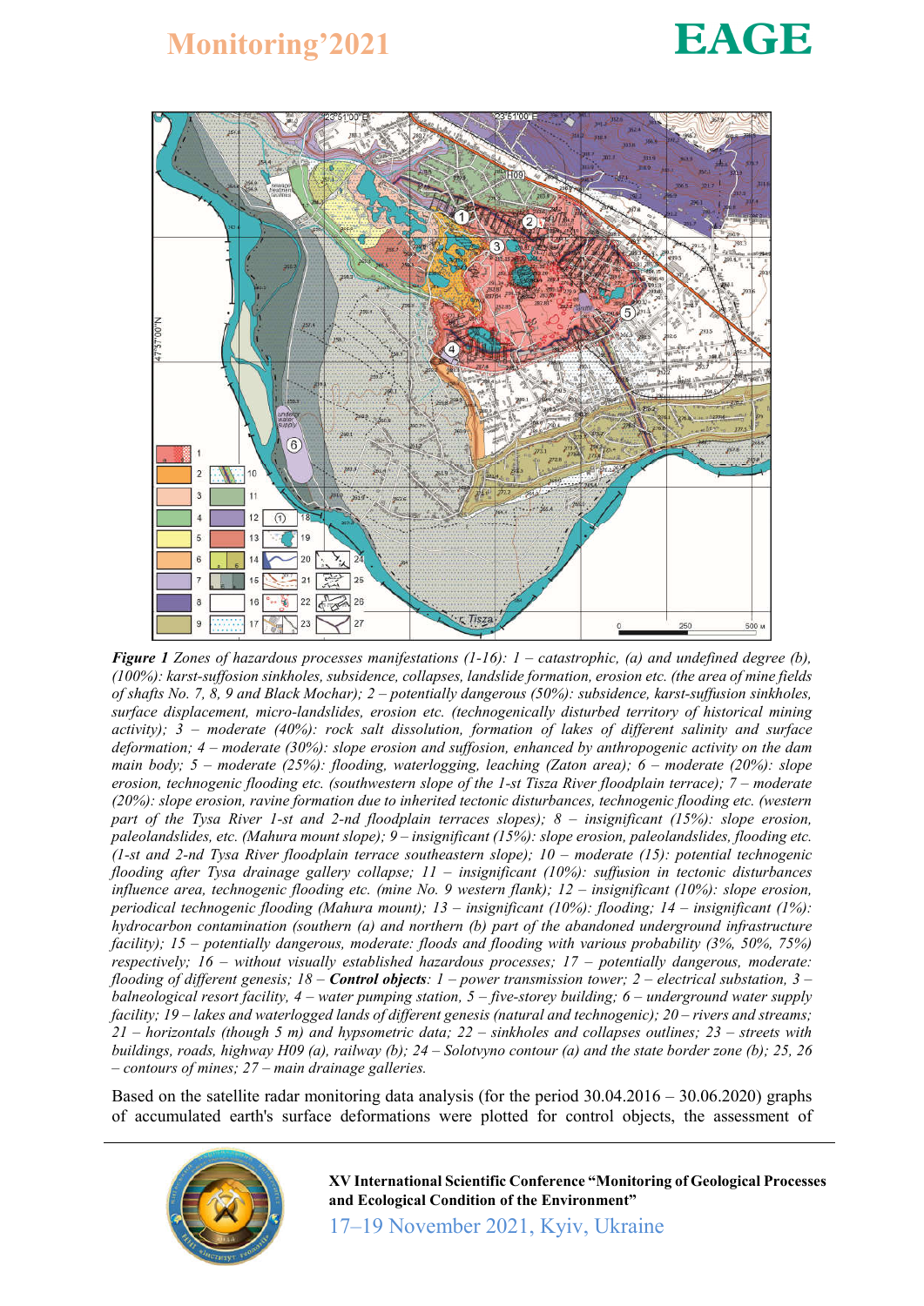***Figure 1*** *Zones of hazardous processes manifestations (1-16): 1 – catastrophic, (a) and undefined degree (b), (100%): karst-suffosion sinkholes, subsidence, collapses, landslide formation, erosion etc. (the area of mine fields of shafts No. 7, 8, 9 and Black Mochar); 2 – potentially dangerous (50%): subsidence, karst-suffusion sinkholes, surface displacement, micro-landslides, erosion etc. (technogenically disturbed territory of historical mining activity); 3 – moderate (40%): rock salt dissolution, formation of lakes of different salinity and surface deformation; 4 – moderate (30%): slope erosion and suffosion, enhanced by anthropogenic activity on the dam main body; 5 – moderate (25%): flooding, waterlogging, leaching (Zaton area); 6 – moderate (20%): slope erosion, technogenic flooding etc. (southwestern slope of the 1-st Tisza River floodplain terrace); 7 – moderate (20%): slope erosion, ravine formation due to inherited tectonic disturbances, technogenic flooding etc. (western part of the Tysa River 1-st and 2-nd floodplain terraces slopes); 8 – insignificant (15%): slope erosion, paleolandslides, etc. (Mahura mount slope); 9 – insignificant (15%): slope erosion, paleolandslides, flooding etc. (1-st and 2-nd Tysa River floodplain terrace southeastern slope); 10 – moderate (15): potential technogenic flooding after Tysa drainage gallery collapse; 11 – insignificant (10%): suffusion in tectonic disturbances influence area, technogenic flooding etc. (mine No. 9 western flank); 12 – insignificant (10%): slope erosion, periodical technogenic flooding (Mahura mount); 13 – insignificant (10%): flooding; 14 – insignificant (1%): hydrocarbon contamination (southern (a) and northern (b) part of the abandoned underground infrastructure facility); 15 – potentially dangerous, moderate: floods and flooding with various probability (3%, 50%, 75%) respectively; 16 – without visually established hazardous processes; 17 – potentially dangerous, moderate: flooding of different genesis; 18 –* ***Control objects****: 1 – power transmission tower; 2 – electrical substation, 3 – balneological resort facility, 4 – water pumping station, 5 – five-storey building; 6 – underground water supply facility; 19 – lakes and waterlogged lands of different genesis (natural and technogenic); 20 – rivers and streams; 21 – horizontals (though 5 m) and hypsometric data; 22 – sinkholes and collapses outlines; 23 – streets with buildings, roads, highway H09 (a), railway (b); 24 – Solotvyno contour (a) and the state border zone (b); 25, 26 – contours of mines; 27 – main drainage galleries.*

Based on the satellite radar monitoring data analysis (for the period 30.04.2016 – 30.06.2020) graphs of accumulated earth's surface deformations were plotted for control objects, the assessment of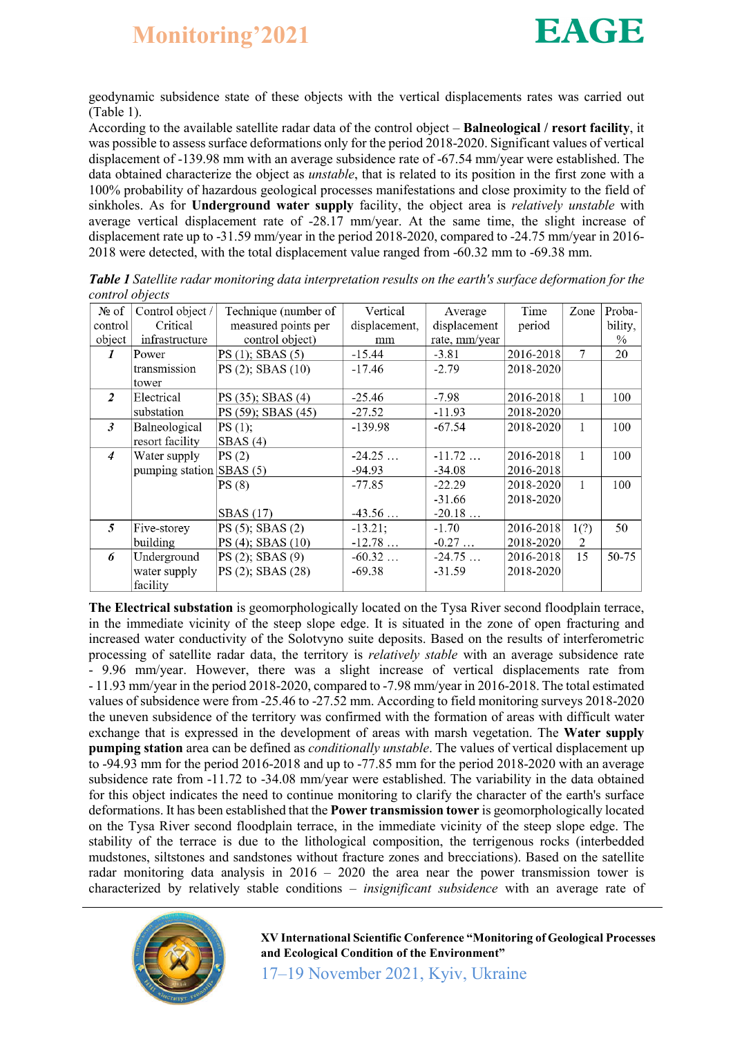geodynamic subsidence state of these objects with the vertical displacements rates was carried out (Table 1).

According to the available satellite radar data of the control object – **Balneological / resort facility**, it was possible to assess surface deformations only for the period 2018-2020. Significant values of vertical displacement of -139.98 mm with an average subsidence rate of -67.54 mm/year were established. The data obtained characterize the object as *unstable*, that is related to its position in the first zone with a 100% probability of hazardous geological processes manifestations and close proximity to the field of sinkholes. As for **Underground water supply** facility, the object area is *relatively unstable* with average vertical displacement rate of -28.17 mm/year. At the same time, the slight increase of displacement rate up to -31.59 mm/year in the period 2018-2020, compared to -24.75 mm/year in 2016-2018 were detected, with the total displacement value ranged from -60.32 mm to -69.38 mm.

***Table 1*** *Satellite radar monitoring data interpretation results on the earth's surface deformation for the control objects*

| № of control object | Control object / Critical infrastructure | Technique (number of measured points per control object) | Vertical displacement, mm | Average displacement rate, mm/year | Time period | Zone | Proba-bility, % |
|---|---|---|---|---|---|---|---|
| ***1*** | Power transmission tower | PS (1); SBAS (5) | -15.44 | -3.81 | 2016-2018 | 7 | 20 |
| | | PS (2); SBAS (10) | -17.46 | -2.79 | 2018-2020 | | |
| ***2*** | Electrical substation | PS (35); SBAS (4) | -25.46 | -7.98 | 2016-2018 | 1 | 100 |
| | | PS (59); SBAS (45) | -27.52 | -11.93 | 2018-2020 | | |
| ***3*** | Balneological resort facility | PS (1); SBAS (4) | -139.98 | -67.54 | 2018-2020 | 1 | 100 |
| ***4*** | Water supply pumping station | PS (2) SBAS (5) | -24.25 … -94.93 | -11.72 … -34.08 | 2016-2018 2016-2018 | 1 | 100 |
| | | PS (8) | -77.85 | -22.29 -31.66 | 2018-2020 2018-2020 | 1 | 100 |
| | | SBAS (17) | -43.56 … | -20.18 … | | | |
| ***5*** | Five-storey building | PS (5); SBAS (2) | -13.21; | -1.70 | 2016-2018 | 1(?) | 50 |
| | | PS (4); SBAS (10) | -12.78 … | -0.27 … | 2018-2020 | 2 | |
| ***6*** | Underground water supply facility | PS (2); SBAS (9) | -60.32 … | -24.75 … | 2016-2018 | 15 | 50-75 |
| | | PS (2); SBAS (28) | -69.38 | -31.59 | 2018-2020 | | |

**The Electrical substation** is geomorphologically located on the Tysa River second floodplain terrace, in the immediate vicinity of the steep slope edge. It is situated in the zone of open fracturing and increased water conductivity of the Solotvyno suite deposits. Based on the results of interferometric processing of satellite radar data, the territory is *relatively stable* with an average subsidence rate - 9.96 mm/year. However, there was a slight increase of vertical displacements rate from - 11.93 mm/year in the period 2018-2020, compared to -7.98 mm/year in 2016-2018. The total estimated values of subsidence were from -25.46 to -27.52 mm. According to field monitoring surveys 2018-2020 the uneven subsidence of the territory was confirmed with the formation of areas with difficult water exchange that is expressed in the development of areas with marsh vegetation. The **Water supply pumping station** area can be defined as *conditionally unstable*. The values of vertical displacement up to -94.93 mm for the period 2016-2018 and up to -77.85 mm for the period 2018-2020 with an average subsidence rate from -11.72 to -34.08 mm/year were established. The variability in the data obtained for this object indicates the need to continue monitoring to clarify the character of the earth's surface deformations. It has been established that the **Power transmission tower** is geomorphologically located on the Tysa River second floodplain terrace, in the immediate vicinity of the steep slope edge. The stability of the terrace is due to the lithological composition, the terrigenous rocks (interbedded mudstones, siltstones and sandstones without fracture zones and brecciations). Based on the satellite radar monitoring data analysis in 2016 – 2020 the area near the power transmission tower is characterized by relatively stable conditions – *insignificant subsidence* with an average rate of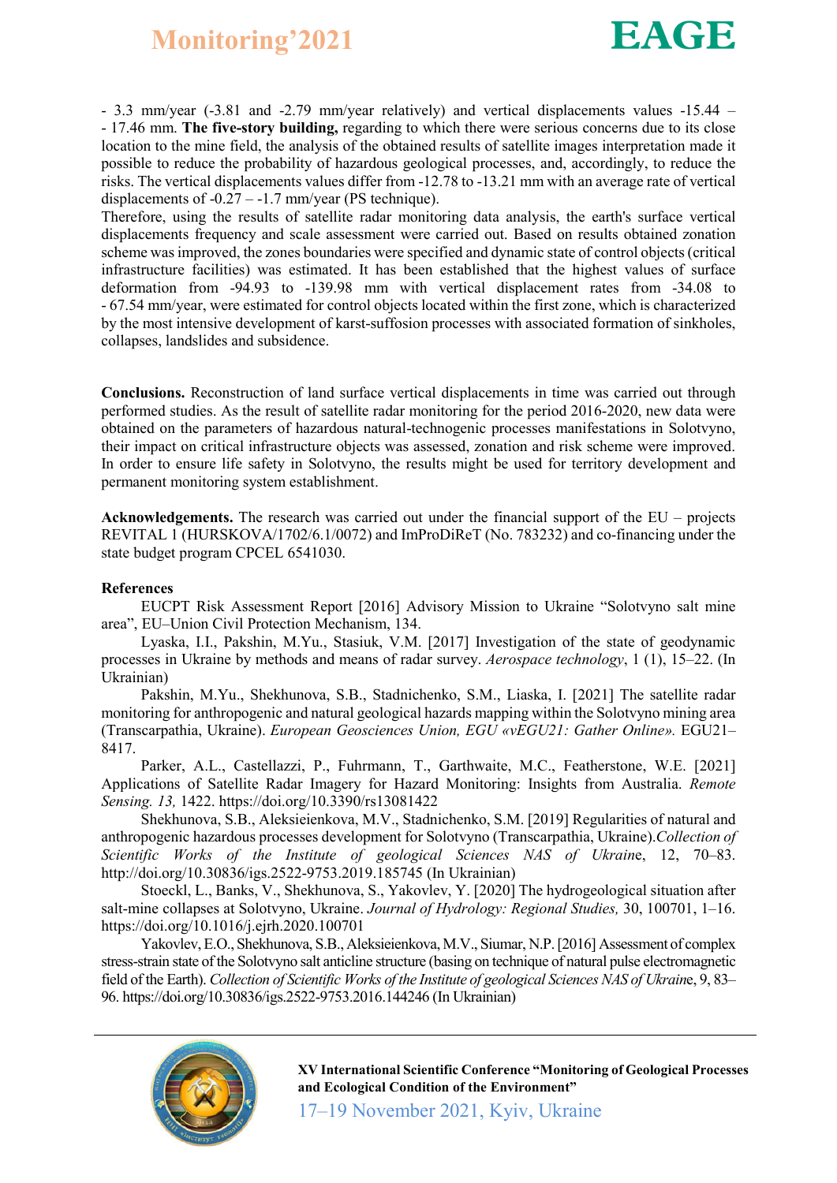- 3.3 mm/year (-3.81 and -2.79 mm/year relatively) and vertical displacements values -15.44 – - 17.46 mm. **The five-story building,** regarding to which there were serious concerns due to its close location to the mine field, the analysis of the obtained results of satellite images interpretation made it possible to reduce the probability of hazardous geological processes, and, accordingly, to reduce the risks. The vertical displacements values differ from -12.78 to -13.21 mm with an average rate of vertical displacements of -0.27 – -1.7 mm/year (PS technique).

Therefore, using the results of satellite radar monitoring data analysis, the earth's surface vertical displacements frequency and scale assessment were carried out. Based on results obtained zonation scheme was improved, the zones boundaries were specified and dynamic state of control objects (critical infrastructure facilities) was estimated. It has been established that the highest values of surface deformation from -94.93 to -139.98 mm with vertical displacement rates from -34.08 to - 67.54 mm/year, were estimated for control objects located within the first zone, which is characterized by the most intensive development of karst-suffosion processes with associated formation of sinkholes, collapses, landslides and subsidence.

**Conclusions.** Reconstruction of land surface vertical displacements in time was carried out through performed studies. As the result of satellite radar monitoring for the period 2016-2020, new data were obtained on the parameters of hazardous natural-technogenic processes manifestations in Solotvyno, their impact on critical infrastructure objects was assessed, zonation and risk scheme were improved. In order to ensure life safety in Solotvyno, the results might be used for territory development and permanent monitoring system establishment.

**Acknowledgements.** The research was carried out under the financial support of the EU – projects REVITAL 1 (HURSKOVA/1702/6.1/0072) and ImProDiReT (No. 783232) and co-financing under the state budget program CPCEL 6541030.

**References**

EUCPT Risk Assessment Report [2016] Advisory Mission to Ukraine "Solotvyno salt mine area", EU–Union Civil Protection Mechanism, 134.

Lyaska, I.I., Pakshin, M.Yu., Stasiuk, V.M. [2017] Investigation of the state of geodynamic processes in Ukraine by methods and means of radar survey. *Aerospace technology*, 1 (1), 15–22. (In Ukrainian)

Pakshin, M.Yu., Shekhunova, S.B., Stadnichenko, S.M., Liaska, I. [2021] The satellite radar monitoring for anthropogenic and natural geological hazards mapping within the Solotvyno mining area (Transcarpathia, Ukraine). *European Geosciences Union, EGU «vEGU21: Gather Online».* EGU21–8417.

Parker, A.L., Castellazzi, P., Fuhrmann, T., Garthwaite, M.C., Featherstone, W.E. [2021] Applications of Satellite Radar Imagery for Hazard Monitoring: Insights from Australia. *Remote Sensing. 13,* 1422. https://doi.org/10.3390/rs13081422

Shekhunova, S.B., Aleksieienkova, M.V., Stadnichenko, S.M. [2019] Regularities of natural and anthropogenic hazardous processes development for Solotvyno (Transcarpathia, Ukraine).*Collection of Scientific Works of the Institute of geological Sciences NAS of Ukrain*e, 12, 70–83. http://doi.org/10.30836/igs.2522-9753.2019.185745 (In Ukrainian)

Stoeckl, L., Banks, V., Shekhunova, S., Yakovlev, Y. [2020] The hydrogeological situation after salt-mine collapses at Solotvyno, Ukraine. *Journal of Hydrology: Regional Studies,* 30, 100701, 1–16. https://doi.org/10.1016/j.ejrh.2020.100701

Yakovlev, E.O., Shekhunova, S.B., Aleksieienkova, M.V., Siumar, N.P. [2016] Assessment of complex stress-strain state of the Solotvyno salt anticline structure (basing on technique of natural pulse electromagnetic field of the Earth). *Collection of Scientific Works of the Institute of geological Sciences NAS of Ukrain*e, 9, 83–96. https://doi.org/10.30836/igs.2522-9753.2016.144246 (In Ukrainian)